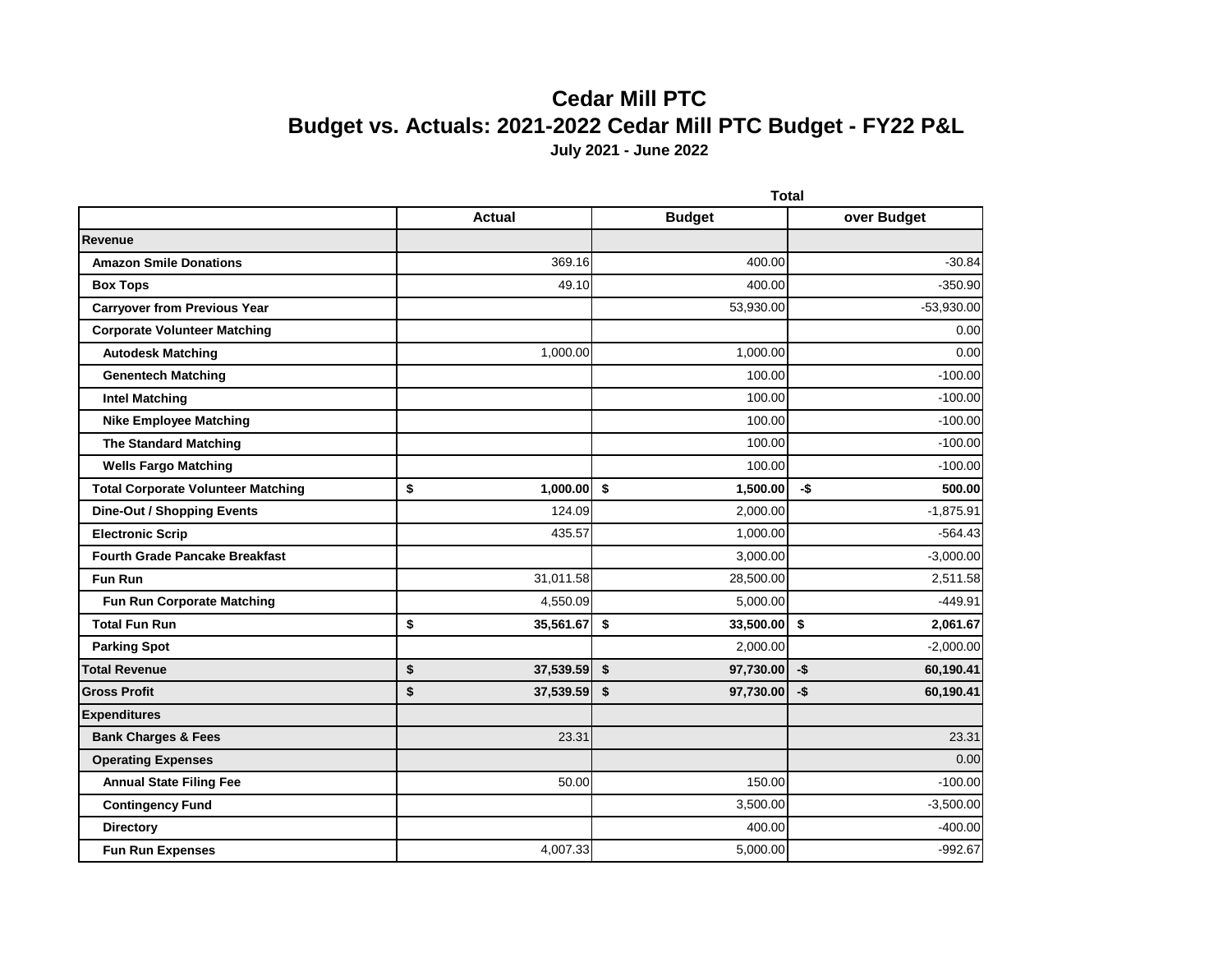# Cedar Mill PTC

## Budget vs. Actuals: 2021-2022 Cedar Mill PTC Budget - FY22 P&L

**July 2021 - June 2022**

| | Total | | |
|---|---|---|---|
| | **Actual** | **Budget** | **over Budget** |
| **Revenue** | | | |
| **Amazon Smile Donations** | 369.16 | 400.00 | -30.84 |
| **Box Tops** | 49.10 | 400.00 | -350.90 |
| **Carryover from Previous Year** | | 53,930.00 | -53,930.00 |
| **Corporate Volunteer Matching** | | | 0.00 |
| **Autodesk Matching** | 1,000.00 | 1,000.00 | 0.00 |
| **Genentech Matching** | | 100.00 | -100.00 |
| **Intel Matching** | | 100.00 | -100.00 |
| **Nike Employee Matching** | | 100.00 | -100.00 |
| **The Standard Matching** | | 100.00 | -100.00 |
| **Wells Fargo Matching** | | 100.00 | -100.00 |
| **Total Corporate Volunteer Matching** | **$ 1,000.00** | **$ 1,500.00** | **-$ 500.00** |
| **Dine-Out / Shopping Events** | 124.09 | 2,000.00 | -1,875.91 |
| **Electronic Scrip** | 435.57 | 1,000.00 | -564.43 |
| **Fourth Grade Pancake Breakfast** | | 3,000.00 | -3,000.00 |
| **Fun Run** | 31,011.58 | 28,500.00 | 2,511.58 |
| **Fun Run Corporate Matching** | 4,550.09 | 5,000.00 | -449.91 |
| **Total Fun Run** | **$ 35,561.67** | **$ 33,500.00** | **$ 2,061.67** |
| **Parking Spot** | | 2,000.00 | -2,000.00 |
| **Total Revenue** | **$ 37,539.59** | **$ 97,730.00** | **-$ 60,190.41** |
| **Gross Profit** | **$ 37,539.59** | **$ 97,730.00** | **-$ 60,190.41** |
| **Expenditures** | | | |
| **Bank Charges & Fees** | 23.31 | | 23.31 |
| **Operating Expenses** | | | 0.00 |
| **Annual State Filing Fee** | 50.00 | 150.00 | -100.00 |
| **Contingency Fund** | | 3,500.00 | -3,500.00 |
| **Directory** | | 400.00 | -400.00 |
| **Fun Run Expenses** | 4,007.33 | 5,000.00 | -992.67 |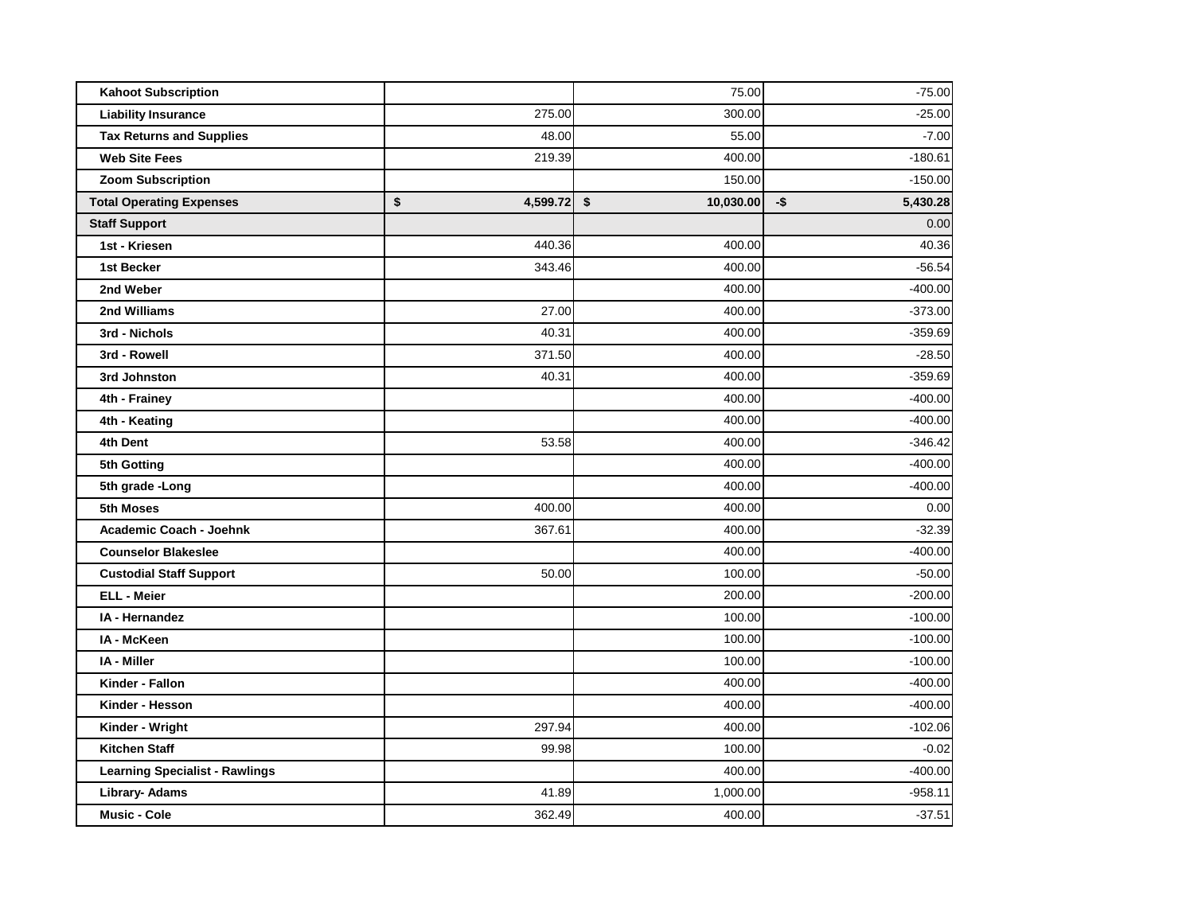| | | | |
|---|---|---|---|
| **Kahoot Subscription** | | 75.00 | -75.00 |
| **Liability Insurance** | 275.00 | 300.00 | -25.00 |
| **Tax Returns and Supplies** | 48.00 | 55.00 | -7.00 |
| **Web Site Fees** | 219.39 | 400.00 | -180.61 |
| **Zoom Subscription** | | 150.00 | -150.00 |
| **Total Operating Expenses** | **$ 4,599.72** | **$ 10,030.00** | **-$ 5,430.28** |
| **Staff Support** | | | 0.00 |
| **1st - Kriesen** | 440.36 | 400.00 | 40.36 |
| **1st Becker** | 343.46 | 400.00 | -56.54 |
| **2nd Weber** | | 400.00 | -400.00 |
| **2nd Williams** | 27.00 | 400.00 | -373.00 |
| **3rd - Nichols** | 40.31 | 400.00 | -359.69 |
| **3rd - Rowell** | 371.50 | 400.00 | -28.50 |
| **3rd Johnston** | 40.31 | 400.00 | -359.69 |
| **4th - Frainey** | | 400.00 | -400.00 |
| **4th - Keating** | | 400.00 | -400.00 |
| **4th Dent** | 53.58 | 400.00 | -346.42 |
| **5th Gotting** | | 400.00 | -400.00 |
| **5th grade -Long** | | 400.00 | -400.00 |
| **5th Moses** | 400.00 | 400.00 | 0.00 |
| **Academic Coach - Joehnk** | 367.61 | 400.00 | -32.39 |
| **Counselor Blakeslee** | | 400.00 | -400.00 |
| **Custodial Staff Support** | 50.00 | 100.00 | -50.00 |
| **ELL - Meier** | | 200.00 | -200.00 |
| **IA - Hernandez** | | 100.00 | -100.00 |
| **IA - McKeen** | | 100.00 | -100.00 |
| **IA - Miller** | | 100.00 | -100.00 |
| **Kinder - Fallon** | | 400.00 | -400.00 |
| **Kinder - Hesson** | | 400.00 | -400.00 |
| **Kinder - Wright** | 297.94 | 400.00 | -102.06 |
| **Kitchen Staff** | 99.98 | 100.00 | -0.02 |
| **Learning Specialist - Rawlings** | | 400.00 | -400.00 |
| **Library- Adams** | 41.89 | 1,000.00 | -958.11 |
| **Music - Cole** | 362.49 | 400.00 | -37.51 |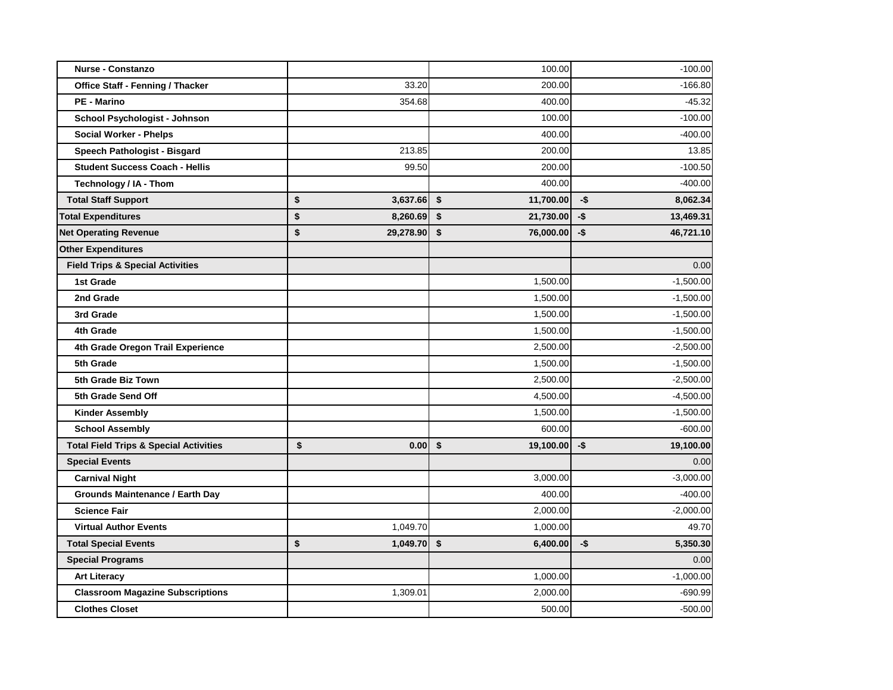| | | | |
|---|---|---|---|
| Nurse - Constanzo | | 100.00 | -100.00 |
| Office Staff - Fenning / Thacker | 33.20 | 200.00 | -166.80 |
| PE - Marino | 354.68 | 400.00 | -45.32 |
| School Psychologist - Johnson | | 100.00 | -100.00 |
| Social Worker - Phelps | | 400.00 | -400.00 |
| Speech Pathologist - Bisgard | 213.85 | 200.00 | 13.85 |
| Student Success Coach - Hellis | 99.50 | 200.00 | -100.50 |
| Technology / IA - Thom | | 400.00 | -400.00 |
| **Total Staff Support** | **$ 3,637.66** | **$ 11,700.00** | **-$ 8,062.34** |
| **Total Expenditures** | **$ 8,260.69** | **$ 21,730.00** | **-$ 13,469.31** |
| **Net Operating Revenue** | **$ 29,278.90** | **$ 76,000.00** | **-$ 46,721.10** |
| **Other Expenditures** | | | |
| **Field Trips & Special Activities** | | | 0.00 |
| 1st Grade | | 1,500.00 | -1,500.00 |
| 2nd Grade | | 1,500.00 | -1,500.00 |
| 3rd Grade | | 1,500.00 | -1,500.00 |
| 4th Grade | | 1,500.00 | -1,500.00 |
| 4th Grade Oregon Trail Experience | | 2,500.00 | -2,500.00 |
| 5th Grade | | 1,500.00 | -1,500.00 |
| 5th Grade Biz Town | | 2,500.00 | -2,500.00 |
| 5th Grade Send Off | | 4,500.00 | -4,500.00 |
| Kinder Assembly | | 1,500.00 | -1,500.00 |
| School Assembly | | 600.00 | -600.00 |
| **Total Field Trips & Special Activities** | **$ 0.00** | **$ 19,100.00** | **-$ 19,100.00** |
| **Special Events** | | | 0.00 |
| Carnival Night | | 3,000.00 | -3,000.00 |
| Grounds Maintenance / Earth Day | | 400.00 | -400.00 |
| Science Fair | | 2,000.00 | -2,000.00 |
| Virtual Author Events | 1,049.70 | 1,000.00 | 49.70 |
| **Total Special Events** | **$ 1,049.70** | **$ 6,400.00** | **-$ 5,350.30** |
| **Special Programs** | | | 0.00 |
| Art Literacy | | 1,000.00 | -1,000.00 |
| Classroom Magazine Subscriptions | 1,309.01 | 2,000.00 | -690.99 |
| Clothes Closet | | 500.00 | -500.00 |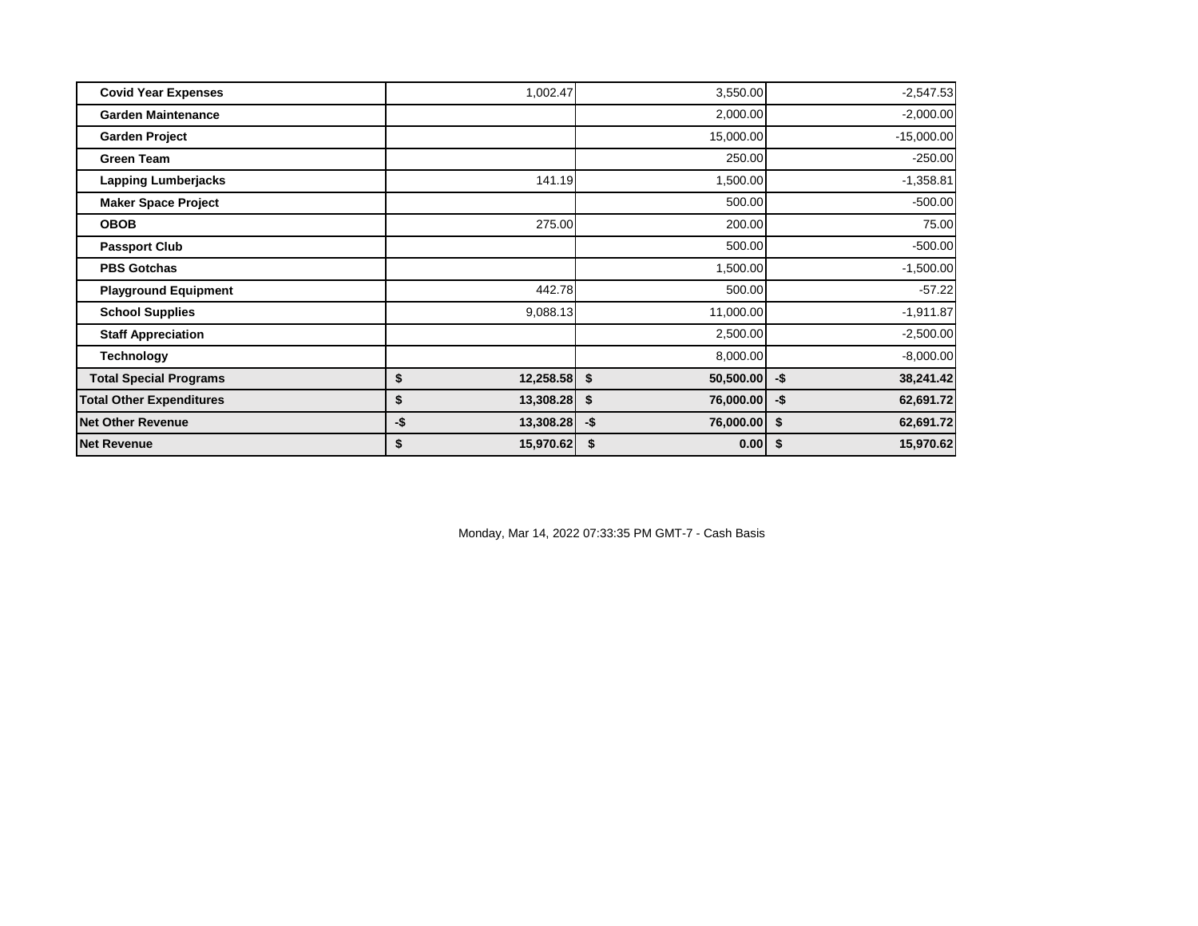| | | | |
|---|---|---|---|
| **Covid Year Expenses** | 1,002.47 | 3,550.00 | -2,547.53 |
| **Garden Maintenance** | | 2,000.00 | -2,000.00 |
| **Garden Project** | | 15,000.00 | -15,000.00 |
| **Green Team** | | 250.00 | -250.00 |
| **Lapping Lumberjacks** | 141.19 | 1,500.00 | -1,358.81 |
| **Maker Space Project** | | 500.00 | -500.00 |
| **OBOB** | 275.00 | 200.00 | 75.00 |
| **Passport Club** | | 500.00 | -500.00 |
| **PBS Gotchas** | | 1,500.00 | -1,500.00 |
| **Playground Equipment** | 442.78 | 500.00 | -57.22 |
| **School Supplies** | 9,088.13 | 11,000.00 | -1,911.87 |
| **Staff Appreciation** | | 2,500.00 | -2,500.00 |
| **Technology** | | 8,000.00 | -8,000.00 |
| **Total Special Programs** | **$ 12,258.58** | **$ 50,500.00** | **-$ 38,241.42** |
| **Total Other Expenditures** | **$ 13,308.28** | **$ 76,000.00** | **-$ 62,691.72** |
| **Net Other Revenue** | **-$ 13,308.28** | **-$ 76,000.00** | **$ 62,691.72** |
| **Net Revenue** | **$ 15,970.62** | **$ 0.00** | **$ 15,970.62** |

Monday, Mar 14, 2022 07:33:35 PM GMT-7 - Cash Basis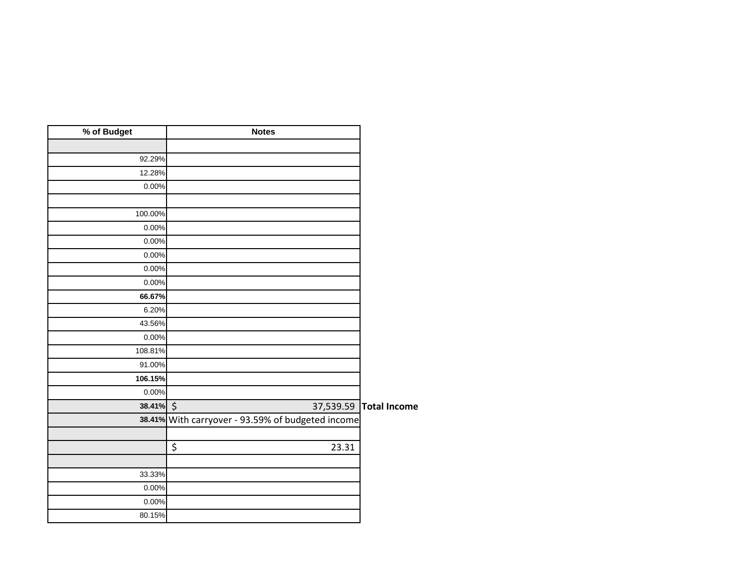| % of Budget | Notes | |
|---|---|---|
| | | |
| 92.29% | | |
| 12.28% | | |
| 0.00% | | |
| | | |
| 100.00% | | |
| 0.00% | | |
| 0.00% | | |
| 0.00% | | |
| 0.00% | | |
| 0.00% | | |
| **66.67%** | | |
| 6.20% | | |
| 43.56% | | |
| 0.00% | | |
| 108.81% | | |
| 91.00% | | |
| **106.15%** | | |
| 0.00% | | |
| **38.41%** | $ 37,539.59 | **Total Income** |
| **38.41%** | With carryover - 93.59% of budgeted income | |
| | | |
| | $ 23.31 | |
| | | |
| 33.33% | | |
| 0.00% | | |
| 0.00% | | |
| 80.15% | | |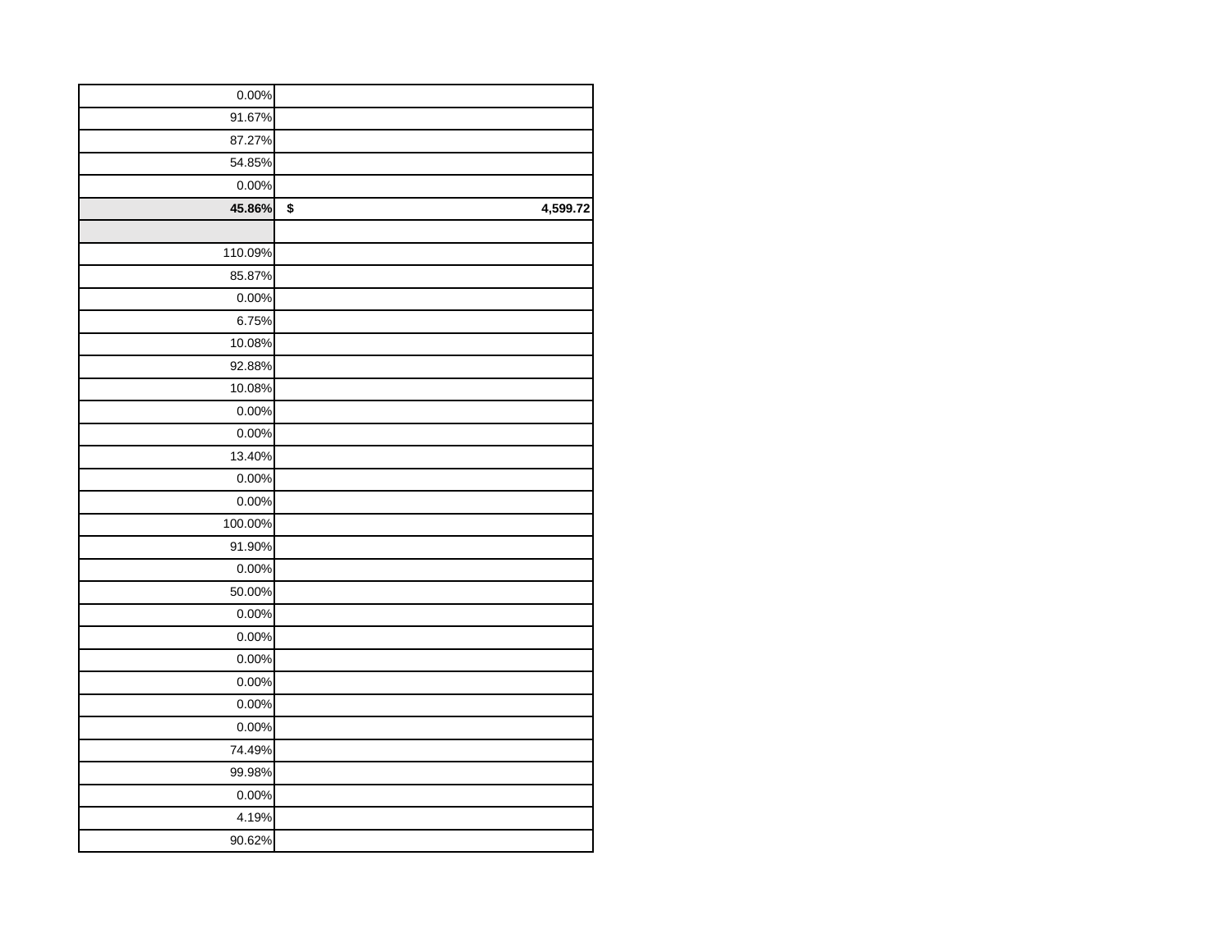| | |
|---|---|
| 0.00% | |
| 91.67% | |
| 87.27% | |
| 54.85% | |
| 0.00% | |
| **45.86%** | **$ 4,599.72** |
| | |
| 110.09% | |
| 85.87% | |
| 0.00% | |
| 6.75% | |
| 10.08% | |
| 92.88% | |
| 10.08% | |
| 0.00% | |
| 0.00% | |
| 13.40% | |
| 0.00% | |
| 0.00% | |
| 100.00% | |
| 91.90% | |
| 0.00% | |
| 50.00% | |
| 0.00% | |
| 0.00% | |
| 0.00% | |
| 0.00% | |
| 0.00% | |
| 0.00% | |
| 74.49% | |
| 99.98% | |
| 0.00% | |
| 4.19% | |
| 90.62% | |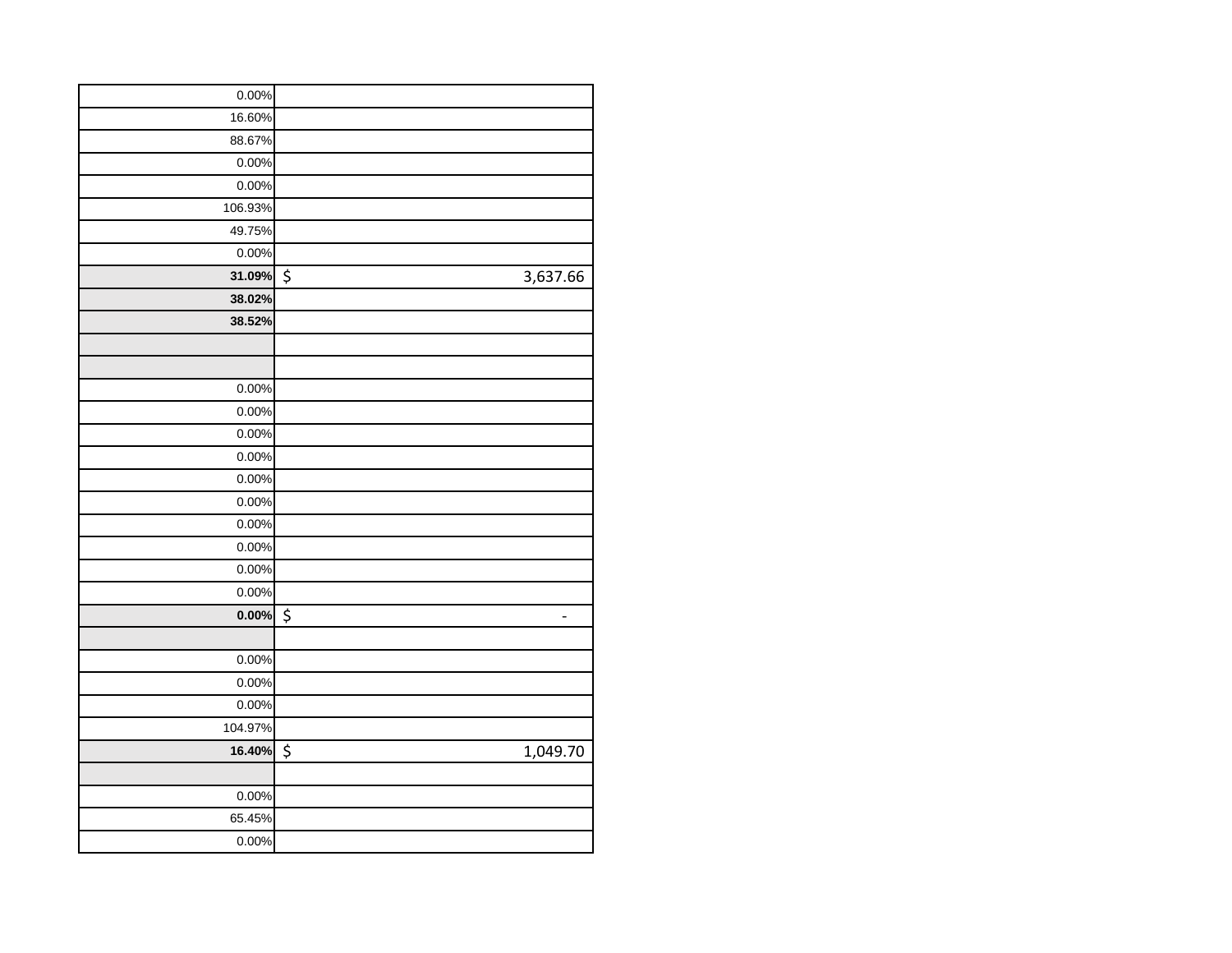| | |
|---|---|
| 0.00% | |
| 16.60% | |
| 88.67% | |
| 0.00% | |
| 0.00% | |
| 106.93% | |
| 49.75% | |
| 0.00% | |
| **31.09%** | $ 3,637.66 |
| **38.02%** | |
| **38.52%** | |
| | |
| | |
| 0.00% | |
| 0.00% | |
| 0.00% | |
| 0.00% | |
| 0.00% | |
| 0.00% | |
| 0.00% | |
| 0.00% | |
| 0.00% | |
| 0.00% | |
| **0.00%** | $ - |
| | |
| 0.00% | |
| 0.00% | |
| 0.00% | |
| 104.97% | |
| **16.40%** | $ 1,049.70 |
| | |
| 0.00% | |
| 65.45% | |
| 0.00% | |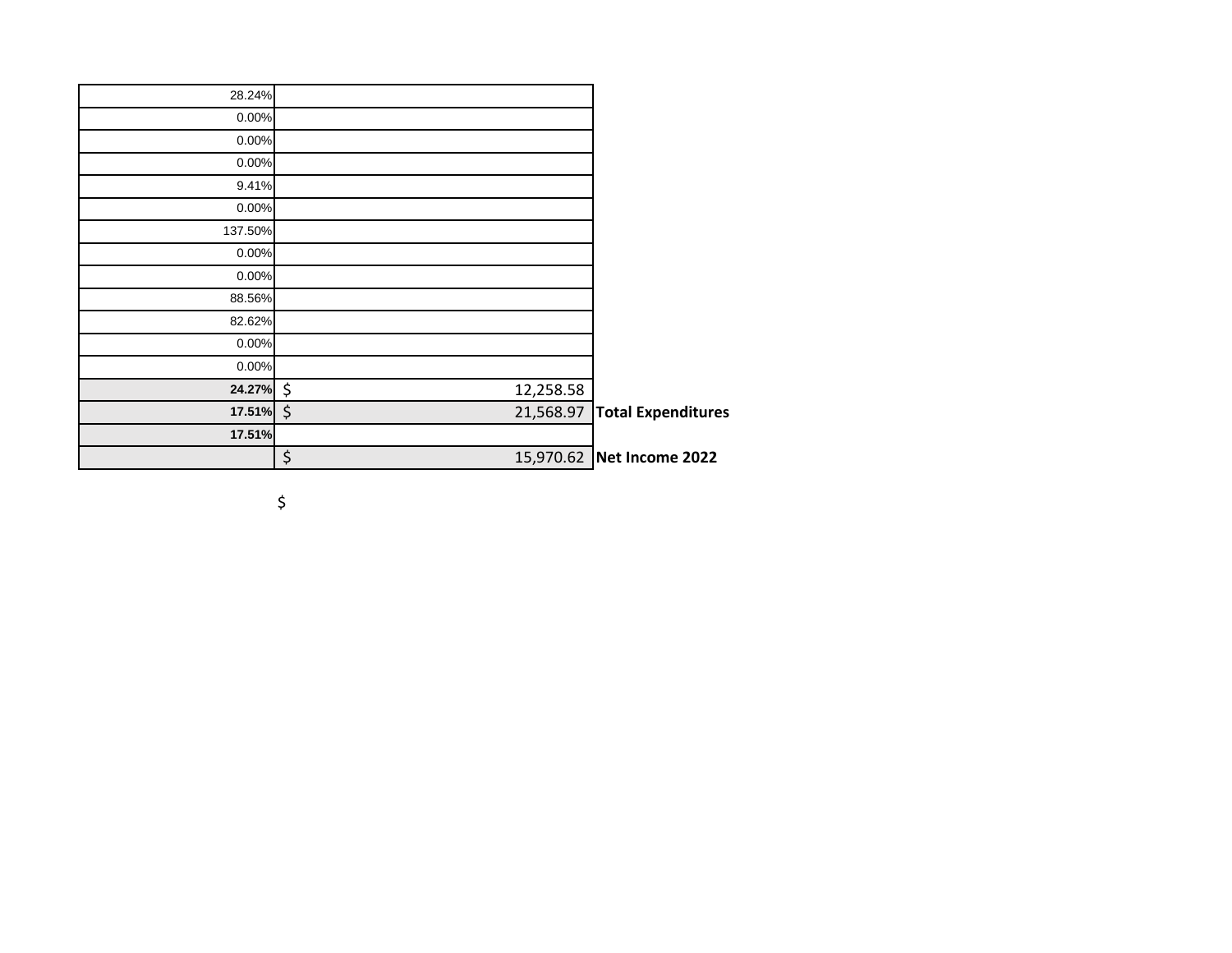| | | |
|---|---|---|
| 28.24% | | |
| 0.00% | | |
| 0.00% | | |
| 0.00% | | |
| 9.41% | | |
| 0.00% | | |
| 137.50% | | |
| 0.00% | | |
| 0.00% | | |
| 88.56% | | |
| 82.62% | | |
| 0.00% | | |
| 0.00% | | |
| **24.27%** | $ 12,258.58 | |
| **17.51%** | $ 21,568.97 | **Total Expenditures** |
| **17.51%** | | |
| | $ 15,970.62 | **Net Income 2022** |

$